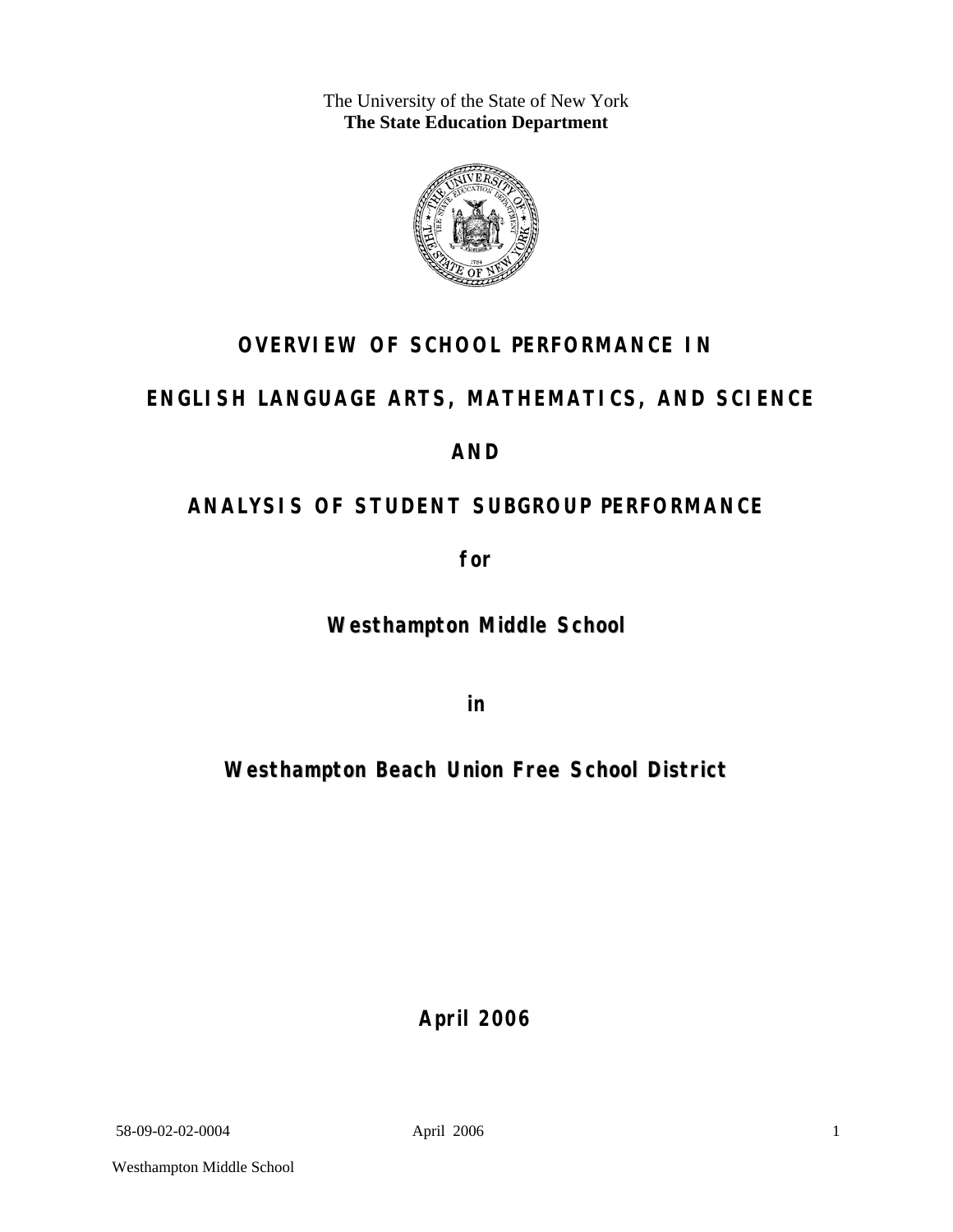The University of the State of New York
**The State Education Department**

# OVERVIEW OF SCHOOL PERFORMANCE IN

# ENGLISH LANGUAGE ARTS, MATHEMATICS, AND SCIENCE

# AND

# ANALYSIS OF STUDENT SUBGROUP PERFORMANCE

**for**

## Westhampton Middle School

**in**

## Westhampton Beach Union Free School District

**April 2006**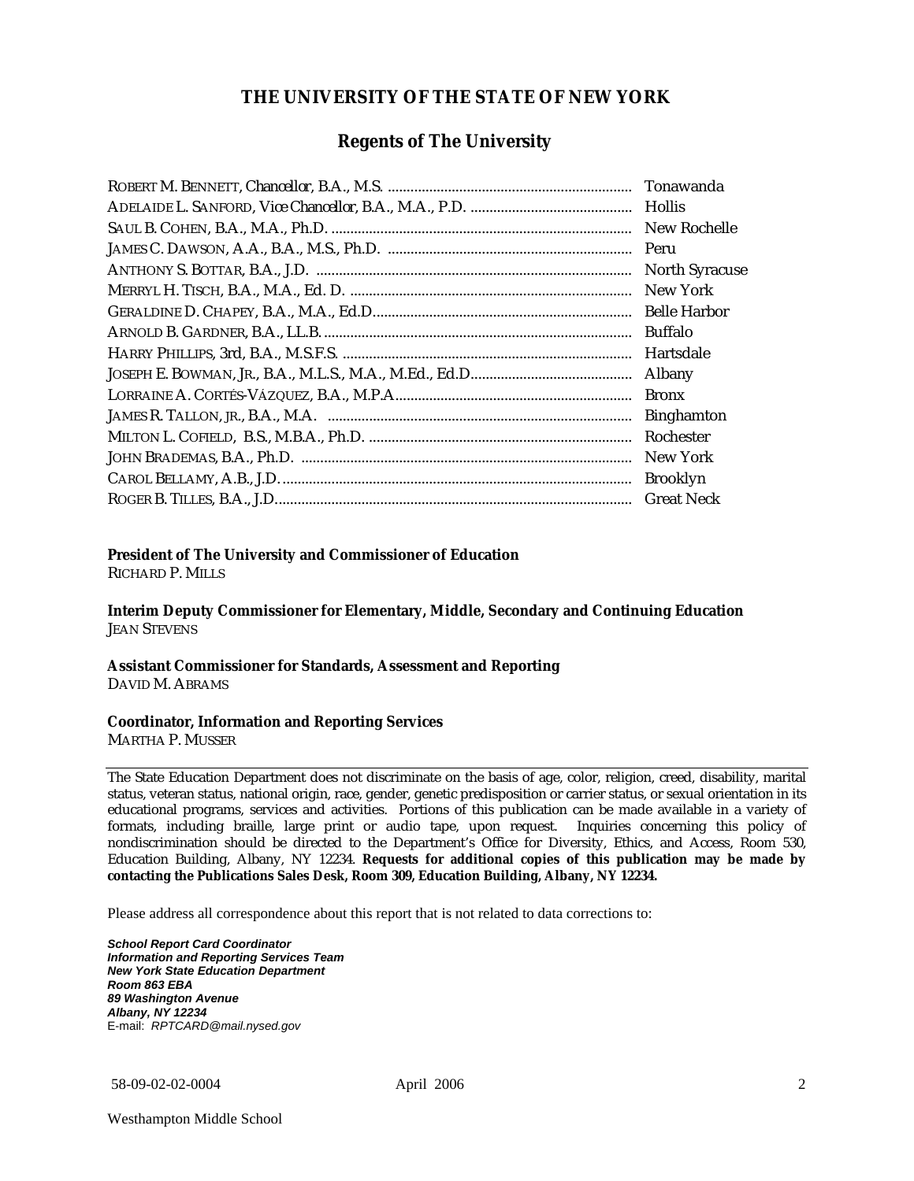# THE UNIVERSITY OF THE STATE OF NEW YORK

## Regents of The University

| | |
|---|---|
| ROBERT M. BENNETT, Chancellor, B.A., M.S. | Tonawanda |
| ADELAIDE L. SANFORD, Vice Chancellor, B.A., M.A., P.D. | Hollis |
| SAUL B. COHEN, B.A., M.A., Ph.D. | New Rochelle |
| JAMES C. DAWSON, A.A., B.A., M.S., Ph.D. | Peru |
| ANTHONY S. BOTTAR, B.A., J.D. | North Syracuse |
| MERRYL H. TISCH, B.A., M.A., Ed. D. | New York |
| GERALDINE D. CHAPEY, B.A., M.A., Ed.D. | Belle Harbor |
| ARNOLD B. GARDNER, B.A., LL.B. | Buffalo |
| HARRY PHILLIPS, 3rd, B.A., M.S.F.S. | Hartsdale |
| JOSEPH E. BOWMAN, JR., B.A., M.L.S., M.A., M.Ed., Ed.D. | Albany |
| LORRAINE A. CORTÉS-VÁZQUEZ, B.A., M.P.A. | Bronx |
| JAMES R. TALLON, JR., B.A., M.A. | Binghamton |
| MILTON L. COFIELD, B.S., M.B.A., Ph.D. | Rochester |
| JOHN BRADEMAS, B.A., Ph.D. | New York |
| CAROL BELLAMY, A.B., J.D. | Brooklyn |
| ROGER B. TILLES, B.A., J.D. | Great Neck |

**President of The University and Commissioner of Education**
RICHARD P. MILLS

**Interim Deputy Commissioner for Elementary, Middle, Secondary and Continuing Education**
JEAN STEVENS

**Assistant Commissioner for Standards, Assessment and Reporting**
DAVID M. ABRAMS

**Coordinator, Information and Reporting Services**
MARTHA P. MUSSER

---

The State Education Department does not discriminate on the basis of age, color, religion, creed, disability, marital status, veteran status, national origin, race, gender, genetic predisposition or carrier status, or sexual orientation in its educational programs, services and activities. Portions of this publication can be made available in a variety of formats, including braille, large print or audio tape, upon request. Inquiries concerning this policy of nondiscrimination should be directed to the Department's Office for Diversity, Ethics, and Access, Room 530, Education Building, Albany, NY 12234. **Requests for additional copies of this publication may be made by contacting the Publications Sales Desk, Room 309, Education Building, Albany, NY 12234.**

Please address all correspondence about this report that is not related to data corrections to:

***School Report Card Coordinator***
***Information and Reporting Services Team***
***New York State Education Department***
***Room 863 EBA***
***89 Washington Avenue***
***Albany, NY 12234***
E-mail: *RPTCARD@mail.nysed.gov*

58-09-02-02-0004 April 2006

Westhampton Middle School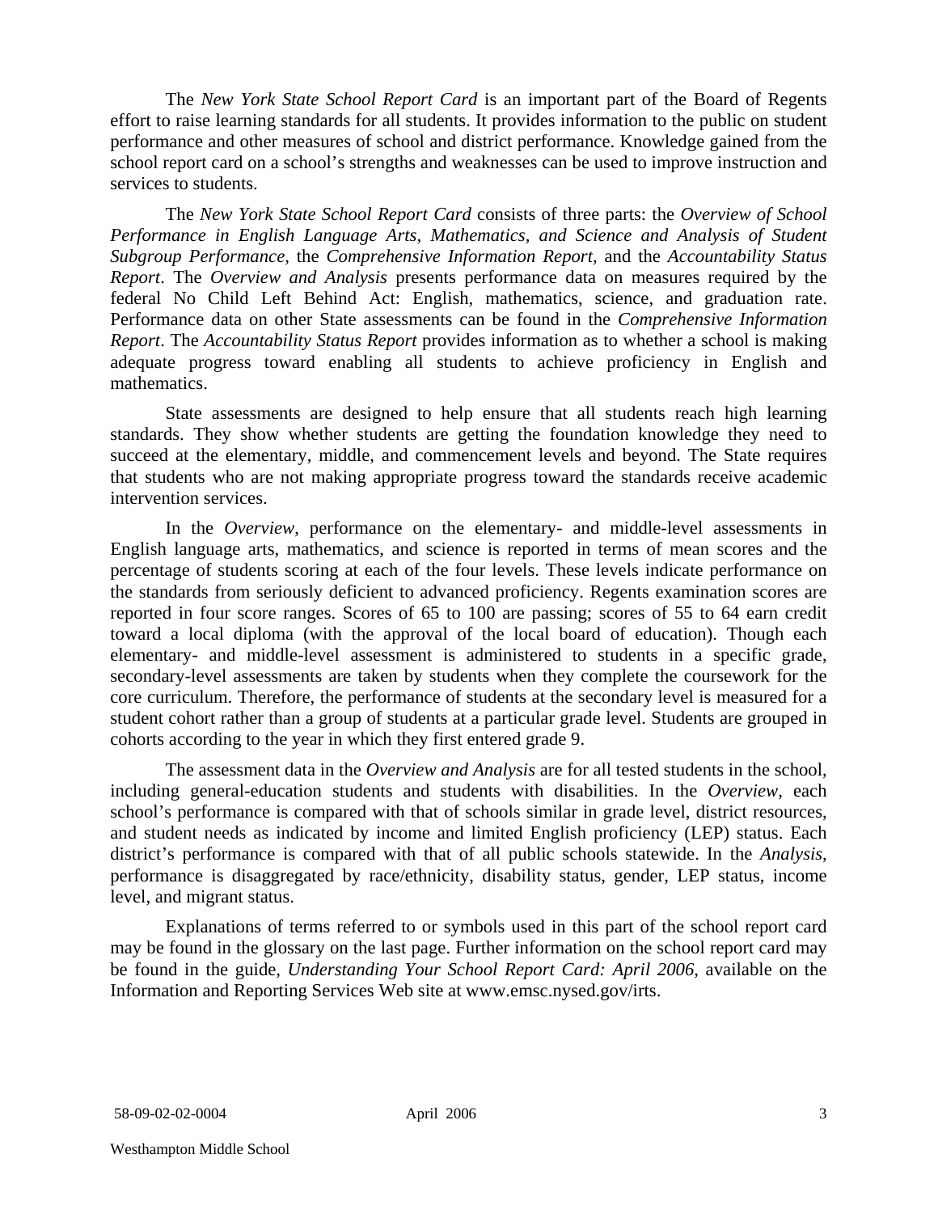The *New York State School Report Card* is an important part of the Board of Regents effort to raise learning standards for all students. It provides information to the public on student performance and other measures of school and district performance. Knowledge gained from the school report card on a school's strengths and weaknesses can be used to improve instruction and services to students.

The *New York State School Report Card* consists of three parts: the *Overview of School Performance in English Language Arts, Mathematics, and Science and Analysis of Student Subgroup Performance,* the *Comprehensive Information Report,* and the *Accountability Status Report*. The *Overview and Analysis* presents performance data on measures required by the federal No Child Left Behind Act: English, mathematics, science, and graduation rate. Performance data on other State assessments can be found in the *Comprehensive Information Report*. The *Accountability Status Report* provides information as to whether a school is making adequate progress toward enabling all students to achieve proficiency in English and mathematics.

State assessments are designed to help ensure that all students reach high learning standards. They show whether students are getting the foundation knowledge they need to succeed at the elementary, middle, and commencement levels and beyond. The State requires that students who are not making appropriate progress toward the standards receive academic intervention services.

In the *Overview*, performance on the elementary- and middle-level assessments in English language arts, mathematics, and science is reported in terms of mean scores and the percentage of students scoring at each of the four levels. These levels indicate performance on the standards from seriously deficient to advanced proficiency. Regents examination scores are reported in four score ranges. Scores of 65 to 100 are passing; scores of 55 to 64 earn credit toward a local diploma (with the approval of the local board of education). Though each elementary- and middle-level assessment is administered to students in a specific grade, secondary-level assessments are taken by students when they complete the coursework for the core curriculum. Therefore, the performance of students at the secondary level is measured for a student cohort rather than a group of students at a particular grade level. Students are grouped in cohorts according to the year in which they first entered grade 9.

The assessment data in the *Overview and Analysis* are for all tested students in the school, including general-education students and students with disabilities. In the *Overview*, each school's performance is compared with that of schools similar in grade level, district resources, and student needs as indicated by income and limited English proficiency (LEP) status. Each district's performance is compared with that of all public schools statewide. In the *Analysis*, performance is disaggregated by race/ethnicity, disability status, gender, LEP status, income level, and migrant status.

Explanations of terms referred to or symbols used in this part of the school report card may be found in the glossary on the last page. Further information on the school report card may be found in the guide, *Understanding Your School Report Card: April 2006*, available on the Information and Reporting Services Web site at www.emsc.nysed.gov/irts.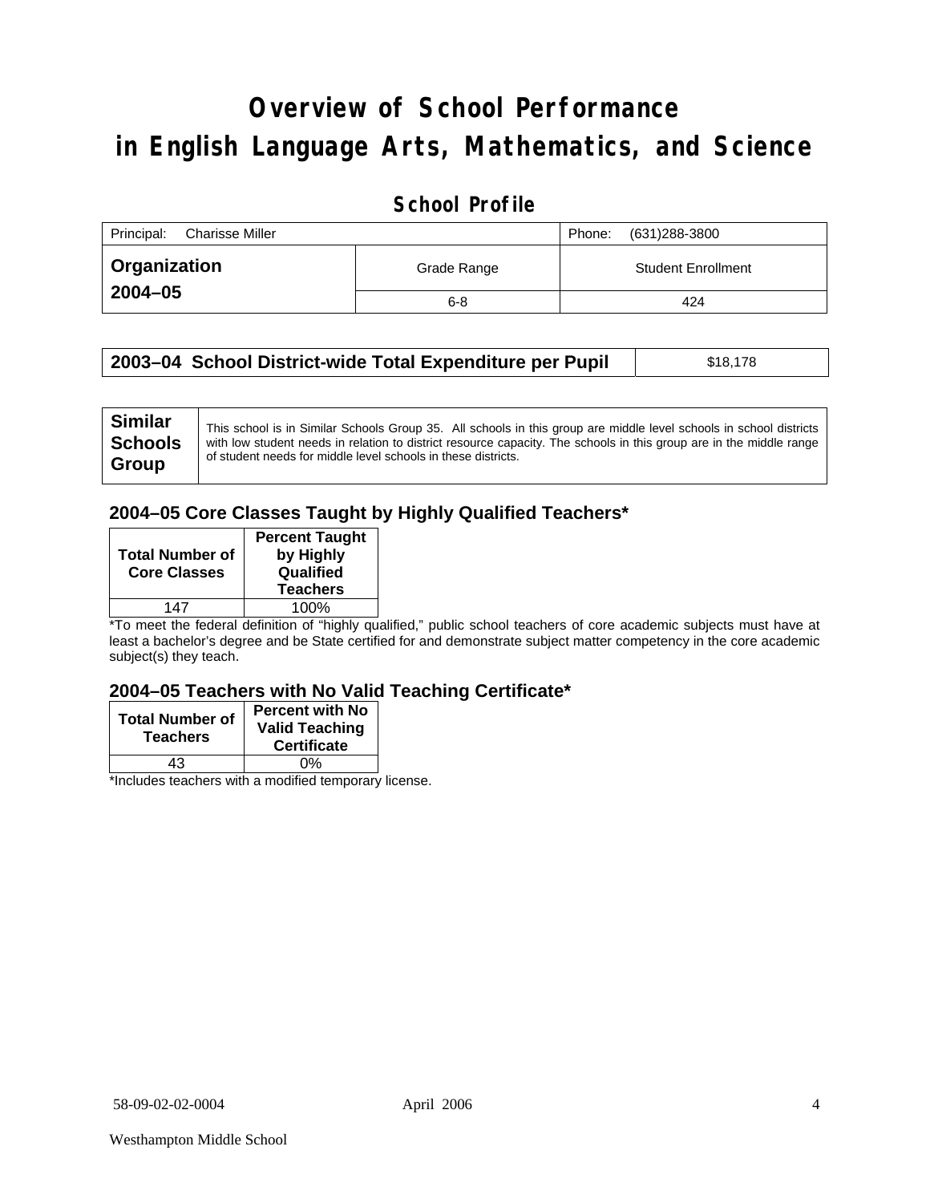# Overview of School Performance in English Language Arts, Mathematics, and Science

## School Profile

| Principal: Charisse Miller | | Phone: (631)288-3800 |
|---|---|---|
| **Organization 2004–05** | Grade Range | Student Enrollment |
| | 6-8 | 424 |

| 2003–04 School District-wide Total Expenditure per Pupil | $18,178 |
|---|---|

| Similar Schools Group | This school is in Similar Schools Group 35. All schools in this group are middle level schools in school districts with low student needs in relation to district resource capacity. The schools in this group are in the middle range of student needs for middle level schools in these districts. |
|---|---|

### 2004–05 Core Classes Taught by Highly Qualified Teachers*

| Total Number of Core Classes | Percent Taught by Highly Qualified Teachers |
|---|---|
| 147 | 100% |

*To meet the federal definition of "highly qualified," public school teachers of core academic subjects must have at least a bachelor's degree and be State certified for and demonstrate subject matter competency in the core academic subject(s) they teach.

### 2004–05 Teachers with No Valid Teaching Certificate*

| Total Number of Teachers | Percent with No Valid Teaching Certificate |
|---|---|
| 43 | 0% |

*Includes teachers with a modified temporary license.

58-09-02-02-0004 April 2006

Westhampton Middle School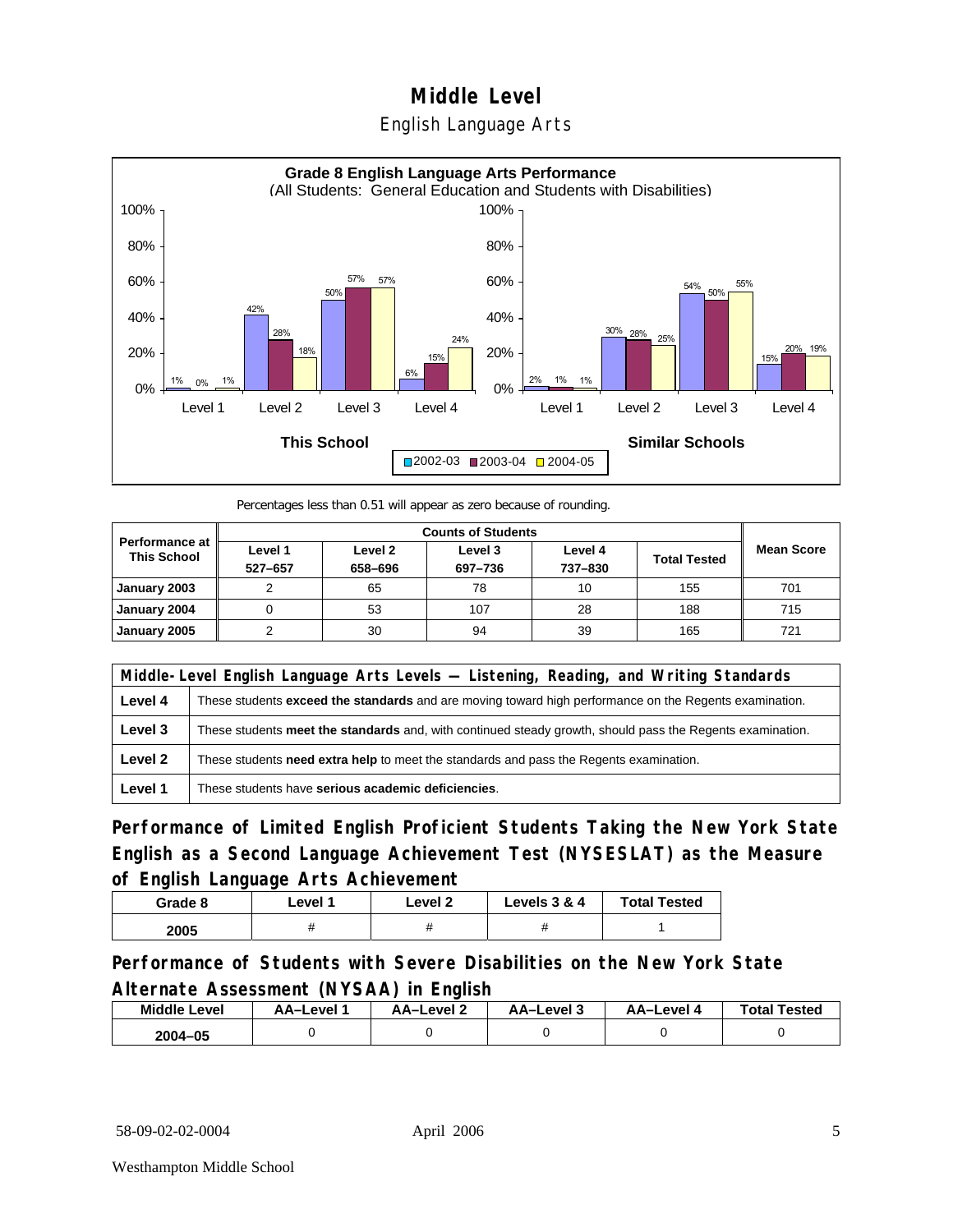# Middle Level

## English Language Arts

**Grade 8 English Language Arts Performance**
(All Students: General Education and Students with Disabilities)

| | This School 2002-03 | This School 2003-04 | This School 2004-05 | Similar Schools 2002-03 | Similar Schools 2003-04 | Similar Schools 2004-05 |
|---|---|---|---|---|---|---|
| Level 1 | 1% | 0% | 1% | 2% | 1% | 1% |
| Level 2 | 42% | 28% | 18% | 30% | 28% | 25% |
| Level 3 | 50% | 57% | 57% | 54% | 50% | 55% |
| Level 4 | 6% | 15% | 24% | 15% | 20% | 19% |

Percentages less than 0.51 will appear as zero because of rounding.

| Performance at This School | Counts of Students | | | | | Mean Score |
|---|---|---|---|---|---|---|
| | Level 1 527–657 | Level 2 658–696 | Level 3 697–736 | Level 4 737–830 | Total Tested | |
| January 2003 | 2 | 65 | 78 | 10 | 155 | 701 |
| January 2004 | 0 | 53 | 107 | 28 | 188 | 715 |
| January 2005 | 2 | 30 | 94 | 39 | 165 | 721 |

| Middle-Level English Language Arts Levels — Listening, Reading, and Writing Standards | |
|---|---|
| Level 4 | These students **exceed the standards** and are moving toward high performance on the Regents examination. |
| Level 3 | These students **meet the standards** and, with continued steady growth, should pass the Regents examination. |
| Level 2 | These students **need extra help** to meet the standards and pass the Regents examination. |
| Level 1 | These students have **serious academic deficiencies**. |

## Performance of Limited English Proficient Students Taking the New York State English as a Second Language Achievement Test (NYSESLAT) as the Measure of English Language Arts Achievement

| Grade 8 | Level 1 | Level 2 | Levels 3 & 4 | Total Tested |
|---|---|---|---|---|
| 2005 | # | # | # | 1 |

## Performance of Students with Severe Disabilities on the New York State Alternate Assessment (NYSAA) in English

| Middle Level | AA–Level 1 | AA–Level 2 | AA–Level 3 | AA–Level 4 | Total Tested |
|---|---|---|---|---|---|
| 2004–05 | 0 | 0 | 0 | 0 | 0 |

58-09-02-02-0004 April 2006

Westhampton Middle School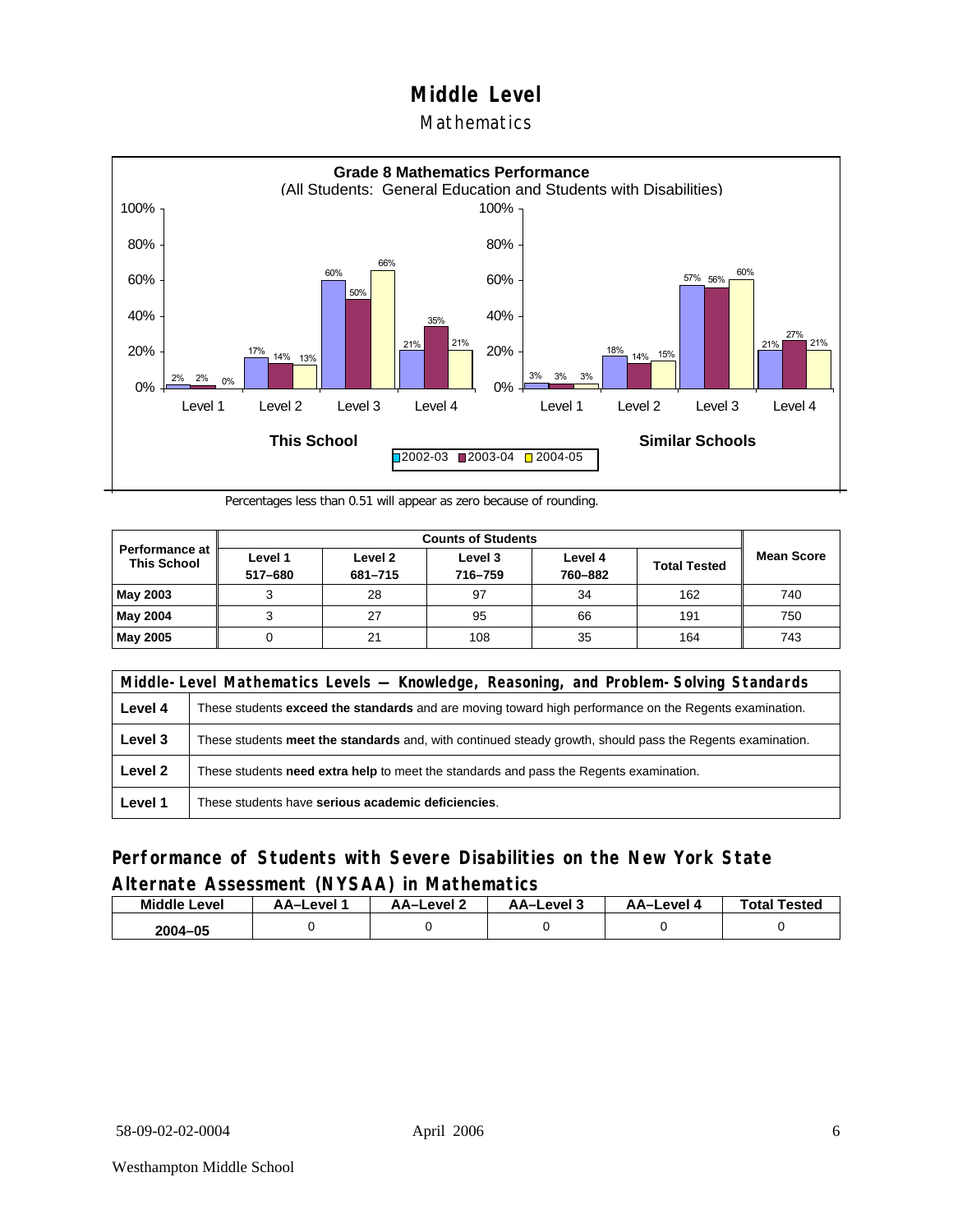# Middle Level

## Mathematics

**Grade 8 Mathematics Performance**
(All Students: General Education and Students with Disabilities)

**This School**

| | 2002-03 | 2003-04 | 2004-05 |
|---|---|---|---|
| Level 1 | 2% | 2% | 0% |
| Level 2 | 17% | 14% | 13% |
| Level 3 | 60% | 50% | 66% |
| Level 4 | 21% | 35% | 21% |

**Similar Schools**

| | 2002-03 | 2003-04 | 2004-05 |
|---|---|---|---|
| Level 1 | 3% | 3% | 3% |
| Level 2 | 18% | 14% | 15% |
| Level 3 | 57% | 56% | 60% |
| Level 4 | 21% | 27% | 21% |

Percentages less than 0.51 will appear as zero because of rounding.

| Performance at This School | Counts of Students | | | | | Mean Score |
|---|---|---|---|---|---|---|
| | Level 1 517–680 | Level 2 681–715 | Level 3 716–759 | Level 4 760–882 | Total Tested | |
| **May 2003** | 3 | 28 | 97 | 34 | 162 | 740 |
| **May 2004** | 3 | 27 | 95 | 66 | 191 | 750 |
| **May 2005** | 0 | 21 | 108 | 35 | 164 | 743 |

| Middle-Level Mathematics Levels — Knowledge, Reasoning, and Problem-Solving Standards | |
|---|---|
| **Level 4** | These students **exceed the standards** and are moving toward high performance on the Regents examination. |
| **Level 3** | These students **meet the standards** and, with continued steady growth, should pass the Regents examination. |
| **Level 2** | These students **need extra help** to meet the standards and pass the Regents examination. |
| **Level 1** | These students have **serious academic deficiencies**. |

## Performance of Students with Severe Disabilities on the New York State Alternate Assessment (NYSAA) in Mathematics

| Middle Level | AA–Level 1 | AA–Level 2 | AA–Level 3 | AA–Level 4 | Total Tested |
|---|---|---|---|---|---|
| **2004–05** | 0 | 0 | 0 | 0 | 0 |

58-09-02-02-0004 April 2006

Westhampton Middle School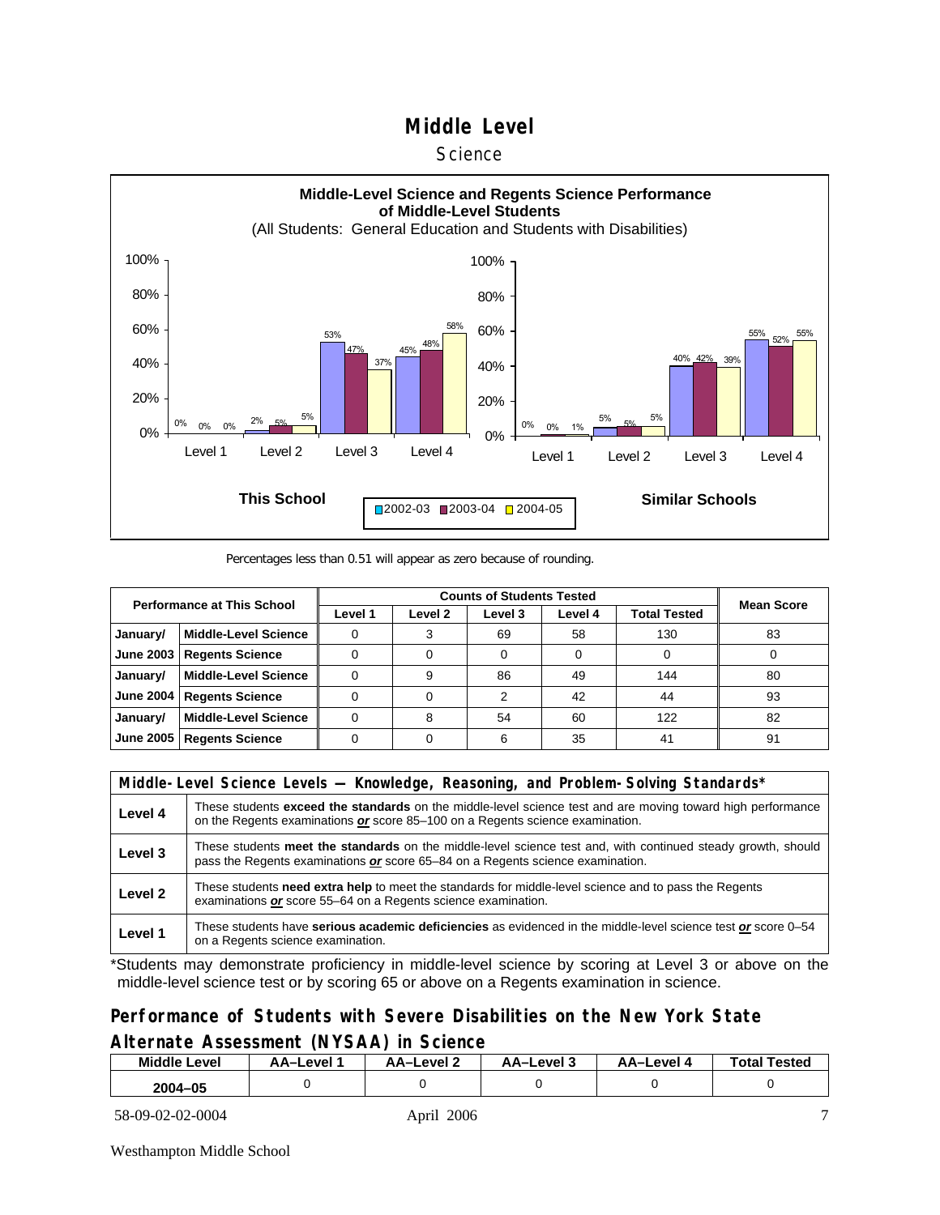# Middle Level

## Science

**Middle-Level Science and Regents Science Performance of Middle-Level Students**

(All Students: General Education and Students with Disabilities)

**This School**

| | 2002-03 | 2003-04 | 2004-05 |
|---|---|---|---|
| Level 1 | 0% | 0% | 0% |
| Level 2 | 2% | 5% | 5% |
| Level 3 | 53% | 47% | 37% |
| Level 4 | 45% | 48% | 58% |

**Similar Schools**

| | 2002-03 | 2003-04 | 2004-05 |
|---|---|---|---|
| Level 1 | 0% | 0% | 1% |
| Level 2 | 5% | 5% | 5% |
| Level 3 | 40% | 42% | 39% |
| Level 4 | 55% | 52% | 55% |

Percentages less than 0.51 will appear as zero because of rounding.

| Performance at This School | | Counts of Students Tested | | | | | Mean Score |
|---|---|---|---|---|---|---|---|
| | | Level 1 | Level 2 | Level 3 | Level 4 | Total Tested | |
| January/ | Middle-Level Science | 0 | 3 | 69 | 58 | 130 | 83 |
| June 2003 | Regents Science | 0 | 0 | 0 | 0 | 0 | 0 |
| January/ | Middle-Level Science | 0 | 9 | 86 | 49 | 144 | 80 |
| June 2004 | Regents Science | 0 | 0 | 2 | 42 | 44 | 93 |
| January/ | Middle-Level Science | 0 | 8 | 54 | 60 | 122 | 82 |
| June 2005 | Regents Science | 0 | 0 | 6 | 35 | 41 | 91 |

| Middle-Level Science Levels — Knowledge, Reasoning, and Problem-Solving Standards* | |
|---|---|
| Level 4 | These students **exceed the standards** on the middle-level science test and are moving toward high performance on the Regents examinations ***or*** score 85–100 on a Regents science examination. |
| Level 3 | These students **meet the standards** on the middle-level science test and, with continued steady growth, should pass the Regents examinations ***or*** score 65–84 on a Regents science examination. |
| Level 2 | These students **need extra help** to meet the standards for middle-level science and to pass the Regents examinations ***or*** score 55–64 on a Regents science examination. |
| Level 1 | These students have **serious academic deficiencies** as evidenced in the middle-level science test ***or*** score 0–54 on a Regents science examination. |

*Students may demonstrate proficiency in middle-level science by scoring at Level 3 or above on the middle-level science test or by scoring 65 or above on a Regents examination in science.

## Performance of Students with Severe Disabilities on the New York State Alternate Assessment (NYSAA) in Science

| Middle Level | AA–Level 1 | AA–Level 2 | AA–Level 3 | AA–Level 4 | Total Tested |
|---|---|---|---|---|---|
| 2004–05 | 0 | 0 | 0 | 0 | 0 |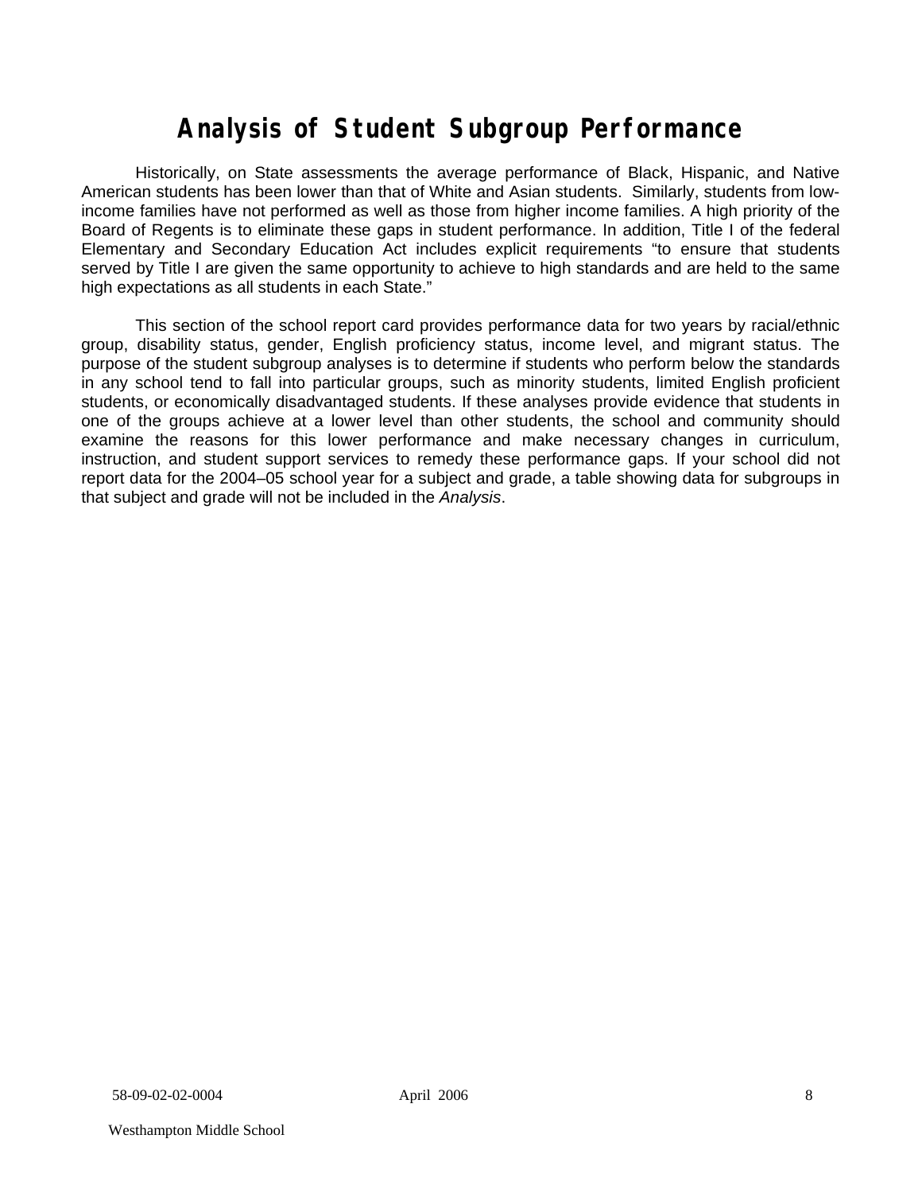# Analysis of Student Subgroup Performance

Historically, on State assessments the average performance of Black, Hispanic, and Native American students has been lower than that of White and Asian students. Similarly, students from low-income families have not performed as well as those from higher income families. A high priority of the Board of Regents is to eliminate these gaps in student performance. In addition, Title I of the federal Elementary and Secondary Education Act includes explicit requirements "to ensure that students served by Title I are given the same opportunity to achieve to high standards and are held to the same high expectations as all students in each State."

This section of the school report card provides performance data for two years by racial/ethnic group, disability status, gender, English proficiency status, income level, and migrant status. The purpose of the student subgroup analyses is to determine if students who perform below the standards in any school tend to fall into particular groups, such as minority students, limited English proficient students, or economically disadvantaged students. If these analyses provide evidence that students in one of the groups achieve at a lower level than other students, the school and community should examine the reasons for this lower performance and make necessary changes in curriculum, instruction, and student support services to remedy these performance gaps. If your school did not report data for the 2004–05 school year for a subject and grade, a table showing data for subgroups in that subject and grade will not be included in the *Analysis*.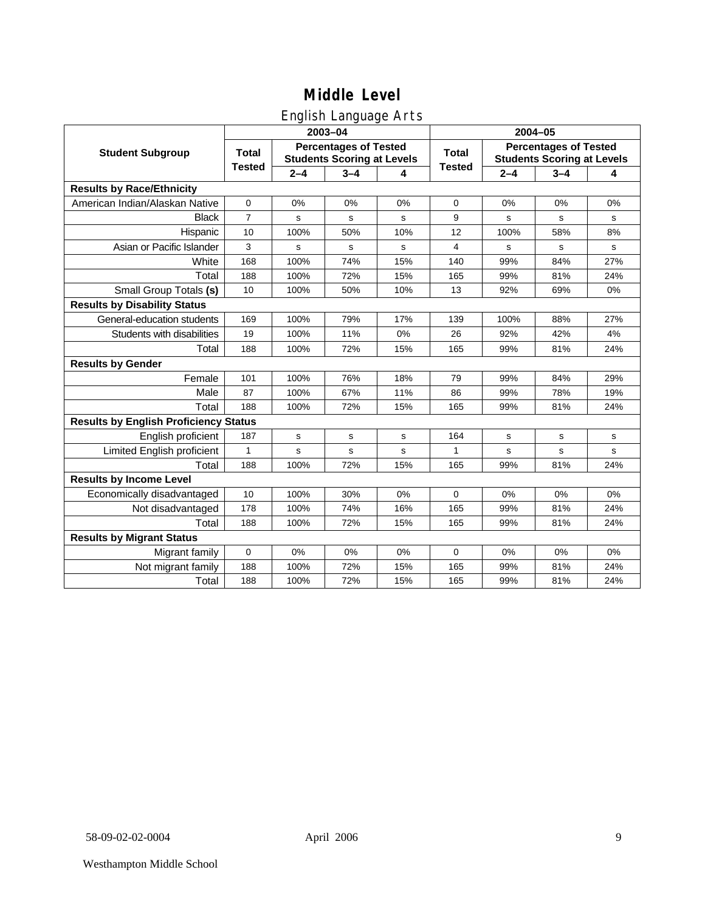# Middle Level

## English Language Arts

| Student Subgroup | 2003–04 | | | | 2004–05 | | | |
|---|---|---|---|---|---|---|---|---|
| | Total Tested | Percentages of Tested Students Scoring at Levels | | | Total Tested | Percentages of Tested Students Scoring at Levels | | |
| | | 2–4 | 3–4 | 4 | | 2–4 | 3–4 | 4 |
| **Results by Race/Ethnicity** | | | | | | | | |
| American Indian/Alaskan Native | 0 | 0% | 0% | 0% | 0 | 0% | 0% | 0% |
| Black | 7 | s | s | s | 9 | s | s | s |
| Hispanic | 10 | 100% | 50% | 10% | 12 | 100% | 58% | 8% |
| Asian or Pacific Islander | 3 | s | s | s | 4 | s | s | s |
| White | 168 | 100% | 74% | 15% | 140 | 99% | 84% | 27% |
| Total | 188 | 100% | 72% | 15% | 165 | 99% | 81% | 24% |
| Small Group Totals **(s)** | 10 | 100% | 50% | 10% | 13 | 92% | 69% | 0% |
| **Results by Disability Status** | | | | | | | | |
| General-education students | 169 | 100% | 79% | 17% | 139 | 100% | 88% | 27% |
| Students with disabilities | 19 | 100% | 11% | 0% | 26 | 92% | 42% | 4% |
| Total | 188 | 100% | 72% | 15% | 165 | 99% | 81% | 24% |
| **Results by Gender** | | | | | | | | |
| Female | 101 | 100% | 76% | 18% | 79 | 99% | 84% | 29% |
| Male | 87 | 100% | 67% | 11% | 86 | 99% | 78% | 19% |
| Total | 188 | 100% | 72% | 15% | 165 | 99% | 81% | 24% |
| **Results by English Proficiency Status** | | | | | | | | |
| English proficient | 187 | s | s | s | 164 | s | s | s |
| Limited English proficient | 1 | s | s | s | 1 | s | s | s |
| Total | 188 | 100% | 72% | 15% | 165 | 99% | 81% | 24% |
| **Results by Income Level** | | | | | | | | |
| Economically disadvantaged | 10 | 100% | 30% | 0% | 0 | 0% | 0% | 0% |
| Not disadvantaged | 178 | 100% | 74% | 16% | 165 | 99% | 81% | 24% |
| Total | 188 | 100% | 72% | 15% | 165 | 99% | 81% | 24% |
| **Results by Migrant Status** | | | | | | | | |
| Migrant family | 0 | 0% | 0% | 0% | 0 | 0% | 0% | 0% |
| Not migrant family | 188 | 100% | 72% | 15% | 165 | 99% | 81% | 24% |
| Total | 188 | 100% | 72% | 15% | 165 | 99% | 81% | 24% |

58-09-02-02-0004 April 2006

Westhampton Middle School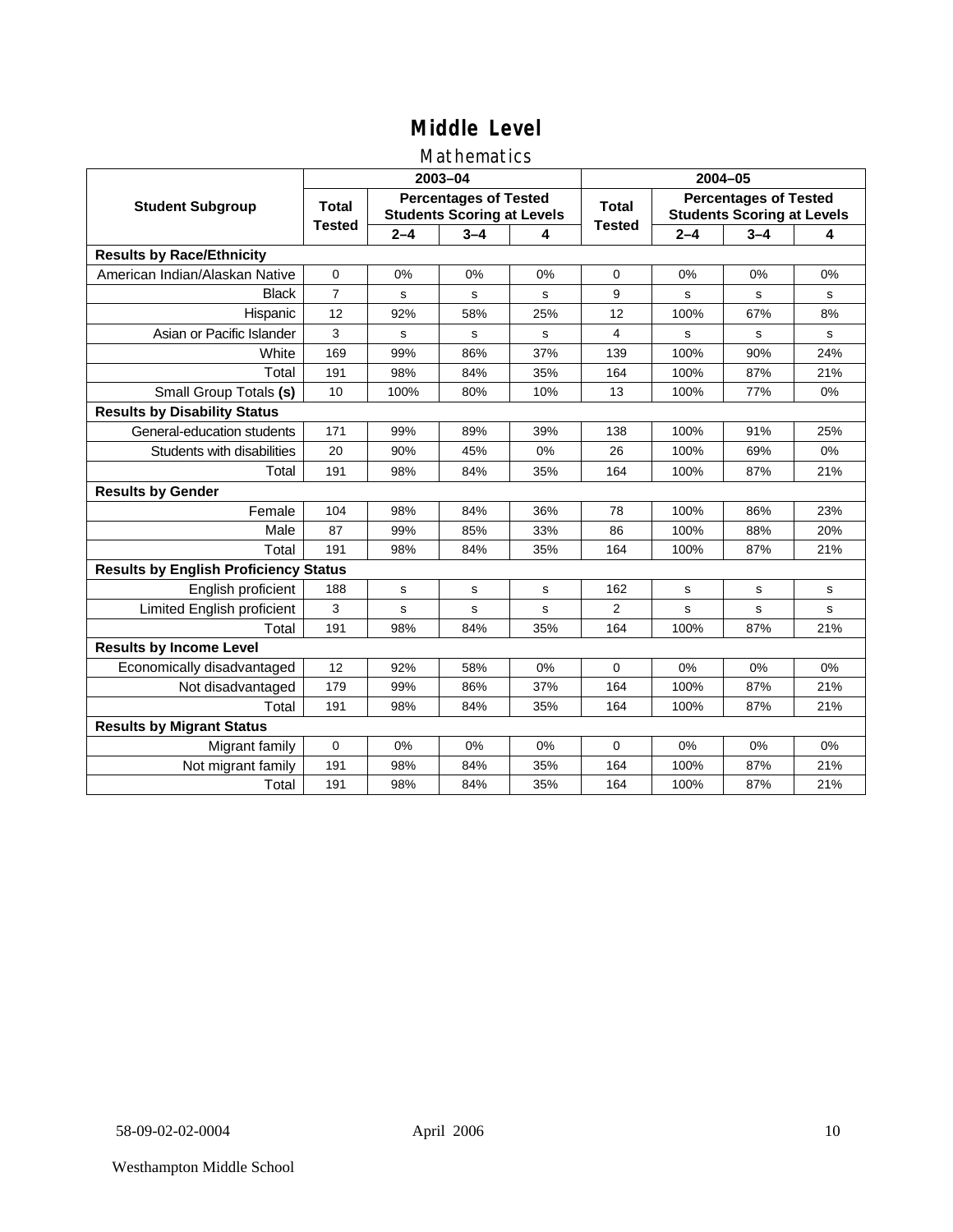# Middle Level

## Mathematics

| Student Subgroup | 2003–04 Total Tested | 2003–04 Percentages of Tested Students Scoring at Levels 2–4 | 3–4 | 4 | 2004–05 Total Tested | 2004–05 Percentages of Tested Students Scoring at Levels 2–4 | 3–4 | 4 |
|---|---|---|---|---|---|---|---|---|
| **Results by Race/Ethnicity** | | | | | | | | |
| American Indian/Alaskan Native | 0 | 0% | 0% | 0% | 0 | 0% | 0% | 0% |
| Black | 7 | s | s | s | 9 | s | s | s |
| Hispanic | 12 | 92% | 58% | 25% | 12 | 100% | 67% | 8% |
| Asian or Pacific Islander | 3 | s | s | s | 4 | s | s | s |
| White | 169 | 99% | 86% | 37% | 139 | 100% | 90% | 24% |
| Total | 191 | 98% | 84% | 35% | 164 | 100% | 87% | 21% |
| Small Group Totals **(s)** | 10 | 100% | 80% | 10% | 13 | 100% | 77% | 0% |
| **Results by Disability Status** | | | | | | | | |
| General-education students | 171 | 99% | 89% | 39% | 138 | 100% | 91% | 25% |
| Students with disabilities | 20 | 90% | 45% | 0% | 26 | 100% | 69% | 0% |
| Total | 191 | 98% | 84% | 35% | 164 | 100% | 87% | 21% |
| **Results by Gender** | | | | | | | | |
| Female | 104 | 98% | 84% | 36% | 78 | 100% | 86% | 23% |
| Male | 87 | 99% | 85% | 33% | 86 | 100% | 88% | 20% |
| Total | 191 | 98% | 84% | 35% | 164 | 100% | 87% | 21% |
| **Results by English Proficiency Status** | | | | | | | | |
| English proficient | 188 | s | s | s | 162 | s | s | s |
| Limited English proficient | 3 | s | s | s | 2 | s | s | s |
| Total | 191 | 98% | 84% | 35% | 164 | 100% | 87% | 21% |
| **Results by Income Level** | | | | | | | | |
| Economically disadvantaged | 12 | 92% | 58% | 0% | 0 | 0% | 0% | 0% |
| Not disadvantaged | 179 | 99% | 86% | 37% | 164 | 100% | 87% | 21% |
| Total | 191 | 98% | 84% | 35% | 164 | 100% | 87% | 21% |
| **Results by Migrant Status** | | | | | | | | |
| Migrant family | 0 | 0% | 0% | 0% | 0 | 0% | 0% | 0% |
| Not migrant family | 191 | 98% | 84% | 35% | 164 | 100% | 87% | 21% |
| Total | 191 | 98% | 84% | 35% | 164 | 100% | 87% | 21% |

58-09-02-02-0004 April 2006

Westhampton Middle School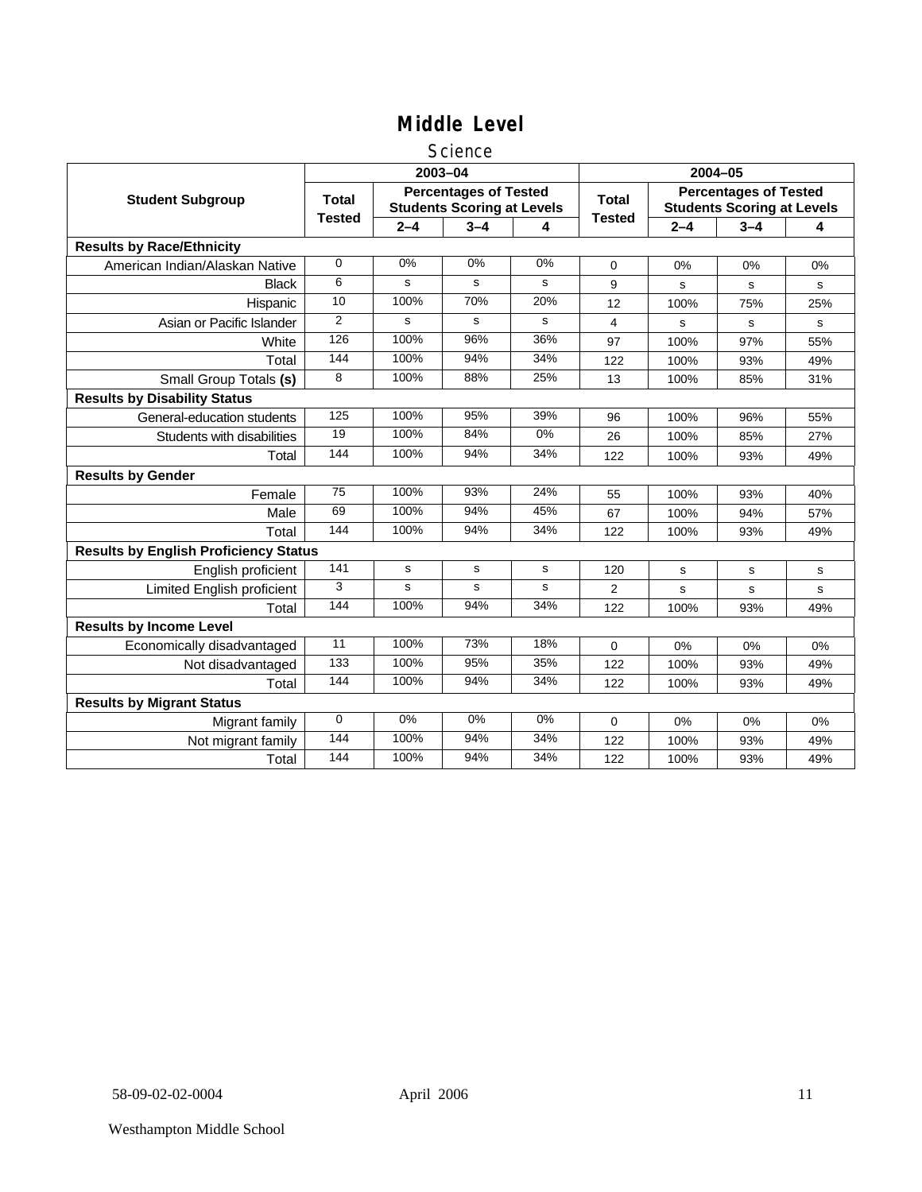# Middle Level

## Science

| Student Subgroup | 2003–04 | | | | 2004–05 | | | |
|---|---|---|---|---|---|---|---|---|
| | Total Tested | Percentages of Tested Students Scoring at Levels | | | Total Tested | Percentages of Tested Students Scoring at Levels | | |
| | | 2–4 | 3–4 | 4 | | 2–4 | 3–4 | 4 |
| **Results by Race/Ethnicity** | | | | | | | | |
| American Indian/Alaskan Native | 0 | 0% | 0% | 0% | 0 | 0% | 0% | 0% |
| Black | 6 | s | s | s | 9 | s | s | s |
| Hispanic | 10 | 100% | 70% | 20% | 12 | 100% | 75% | 25% |
| Asian or Pacific Islander | 2 | s | s | s | 4 | s | s | s |
| White | 126 | 100% | 96% | 36% | 97 | 100% | 97% | 55% |
| Total | 144 | 100% | 94% | 34% | 122 | 100% | 93% | 49% |
| Small Group Totals **(s)** | 8 | 100% | 88% | 25% | 13 | 100% | 85% | 31% |
| **Results by Disability Status** | | | | | | | | |
| General-education students | 125 | 100% | 95% | 39% | 96 | 100% | 96% | 55% |
| Students with disabilities | 19 | 100% | 84% | 0% | 26 | 100% | 85% | 27% |
| Total | 144 | 100% | 94% | 34% | 122 | 100% | 93% | 49% |
| **Results by Gender** | | | | | | | | |
| Female | 75 | 100% | 93% | 24% | 55 | 100% | 93% | 40% |
| Male | 69 | 100% | 94% | 45% | 67 | 100% | 94% | 57% |
| Total | 144 | 100% | 94% | 34% | 122 | 100% | 93% | 49% |
| **Results by English Proficiency Status** | | | | | | | | |
| English proficient | 141 | s | s | s | 120 | s | s | s |
| Limited English proficient | 3 | s | s | s | 2 | s | s | s |
| Total | 144 | 100% | 94% | 34% | 122 | 100% | 93% | 49% |
| **Results by Income Level** | | | | | | | | |
| Economically disadvantaged | 11 | 100% | 73% | 18% | 0 | 0% | 0% | 0% |
| Not disadvantaged | 133 | 100% | 95% | 35% | 122 | 100% | 93% | 49% |
| Total | 144 | 100% | 94% | 34% | 122 | 100% | 93% | 49% |
| **Results by Migrant Status** | | | | | | | | |
| Migrant family | 0 | 0% | 0% | 0% | 0 | 0% | 0% | 0% |
| Not migrant family | 144 | 100% | 94% | 34% | 122 | 100% | 93% | 49% |
| Total | 144 | 100% | 94% | 34% | 122 | 100% | 93% | 49% |

58-09-02-02-0004 April 2006

Westhampton Middle School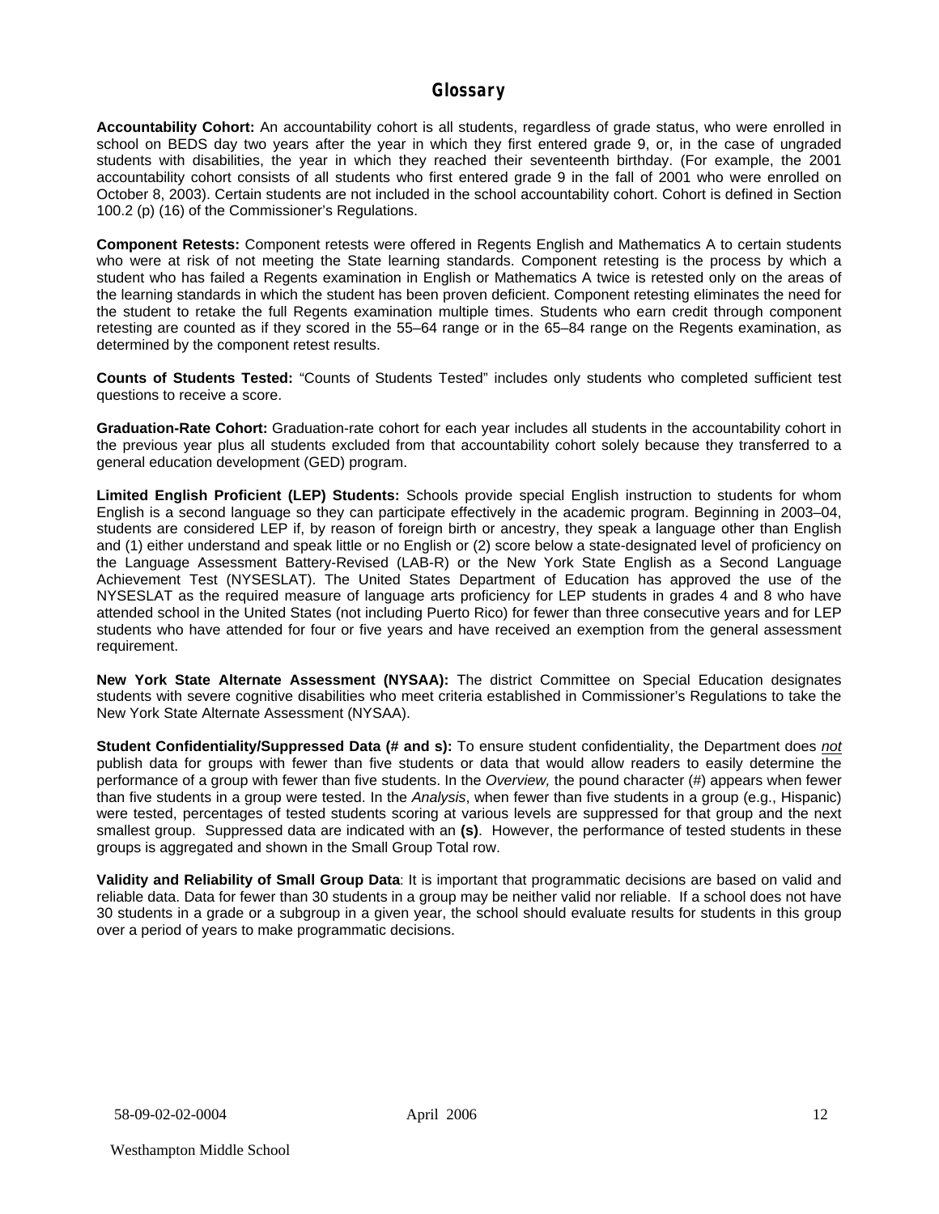# Glossary

**Accountability Cohort:** An accountability cohort is all students, regardless of grade status, who were enrolled in school on BEDS day two years after the year in which they first entered grade 9, or, in the case of ungraded students with disabilities, the year in which they reached their seventeenth birthday. (For example, the 2001 accountability cohort consists of all students who first entered grade 9 in the fall of 2001 who were enrolled on October 8, 2003). Certain students are not included in the school accountability cohort. Cohort is defined in Section 100.2 (p) (16) of the Commissioner's Regulations.

**Component Retests:** Component retests were offered in Regents English and Mathematics A to certain students who were at risk of not meeting the State learning standards. Component retesting is the process by which a student who has failed a Regents examination in English or Mathematics A twice is retested only on the areas of the learning standards in which the student has been proven deficient. Component retesting eliminates the need for the student to retake the full Regents examination multiple times. Students who earn credit through component retesting are counted as if they scored in the 55–64 range or in the 65–84 range on the Regents examination, as determined by the component retest results.

**Counts of Students Tested:** "Counts of Students Tested" includes only students who completed sufficient test questions to receive a score.

**Graduation-Rate Cohort:** Graduation-rate cohort for each year includes all students in the accountability cohort in the previous year plus all students excluded from that accountability cohort solely because they transferred to a general education development (GED) program.

**Limited English Proficient (LEP) Students:** Schools provide special English instruction to students for whom English is a second language so they can participate effectively in the academic program. Beginning in 2003–04, students are considered LEP if, by reason of foreign birth or ancestry, they speak a language other than English and (1) either understand and speak little or no English or (2) score below a state-designated level of proficiency on the Language Assessment Battery-Revised (LAB-R) or the New York State English as a Second Language Achievement Test (NYSESLAT). The United States Department of Education has approved the use of the NYSESLAT as the required measure of language arts proficiency for LEP students in grades 4 and 8 who have attended school in the United States (not including Puerto Rico) for fewer than three consecutive years and for LEP students who have attended for four or five years and have received an exemption from the general assessment requirement.

**New York State Alternate Assessment (NYSAA):** The district Committee on Special Education designates students with severe cognitive disabilities who meet criteria established in Commissioner's Regulations to take the New York State Alternate Assessment (NYSAA).

**Student Confidentiality/Suppressed Data (# and s):** To ensure student confidentiality, the Department does *not* publish data for groups with fewer than five students or data that would allow readers to easily determine the performance of a group with fewer than five students. In the *Overview,* the pound character (#) appears when fewer than five students in a group were tested. In the *Analysis*, when fewer than five students in a group (e.g., Hispanic) were tested, percentages of tested students scoring at various levels are suppressed for that group and the next smallest group. Suppressed data are indicated with an **(s)**. However, the performance of tested students in these groups is aggregated and shown in the Small Group Total row.

**Validity and Reliability of Small Group Data**: It is important that programmatic decisions are based on valid and reliable data. Data for fewer than 30 students in a group may be neither valid nor reliable. If a school does not have 30 students in a grade or a subgroup in a given year, the school should evaluate results for students in this group over a period of years to make programmatic decisions.

58-09-02-02-0004 April 2006

Westhampton Middle School